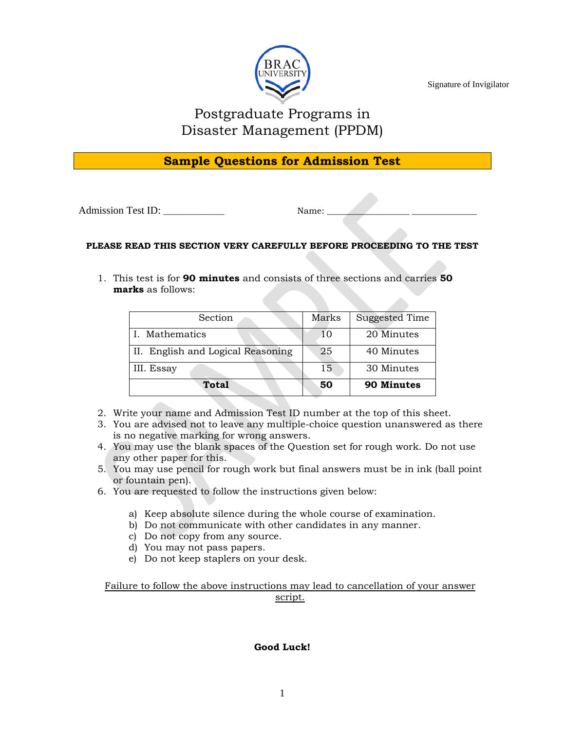Signature of Invigilator

# Postgraduate Programs in Disaster Management (PPDM)

## Sample Questions for Admission Test

Admission Test ID: ____________ Name: ________________ ____________

**PLEASE READ THIS SECTION VERY CAREFULLY BEFORE PROCEEDING TO THE TEST**

1. This test is for **90 minutes** and consists of three sections and carries **50 marks** as follows:

| Section | Marks | Suggested Time |
|---|---|---|
| I. Mathematics | 10 | 20 Minutes |
| II. English and Logical Reasoning | 25 | 40 Minutes |
| III. Essay | 15 | 30 Minutes |
| **Total** | **50** | **90 Minutes** |

2. Write your name and Admission Test ID number at the top of this sheet.
3. You are advised not to leave any multiple-choice question unanswered as there is no negative marking for wrong answers.
4. You may use the blank spaces of the Question set for rough work. Do not use any other paper for this.
5. You may use pencil for rough work but final answers must be in ink (ball point or fountain pen).
6. You are requested to follow the instructions given below:

    a) Keep absolute silence during the whole course of examination.
    b) Do not communicate with other candidates in any manner.
    c) Do not copy from any source.
    d) You may not pass papers.
    e) Do not keep staplers on your desk.

<u>Failure to follow the above instructions may lead to cancellation of your answer script.</u>

**Good Luck!**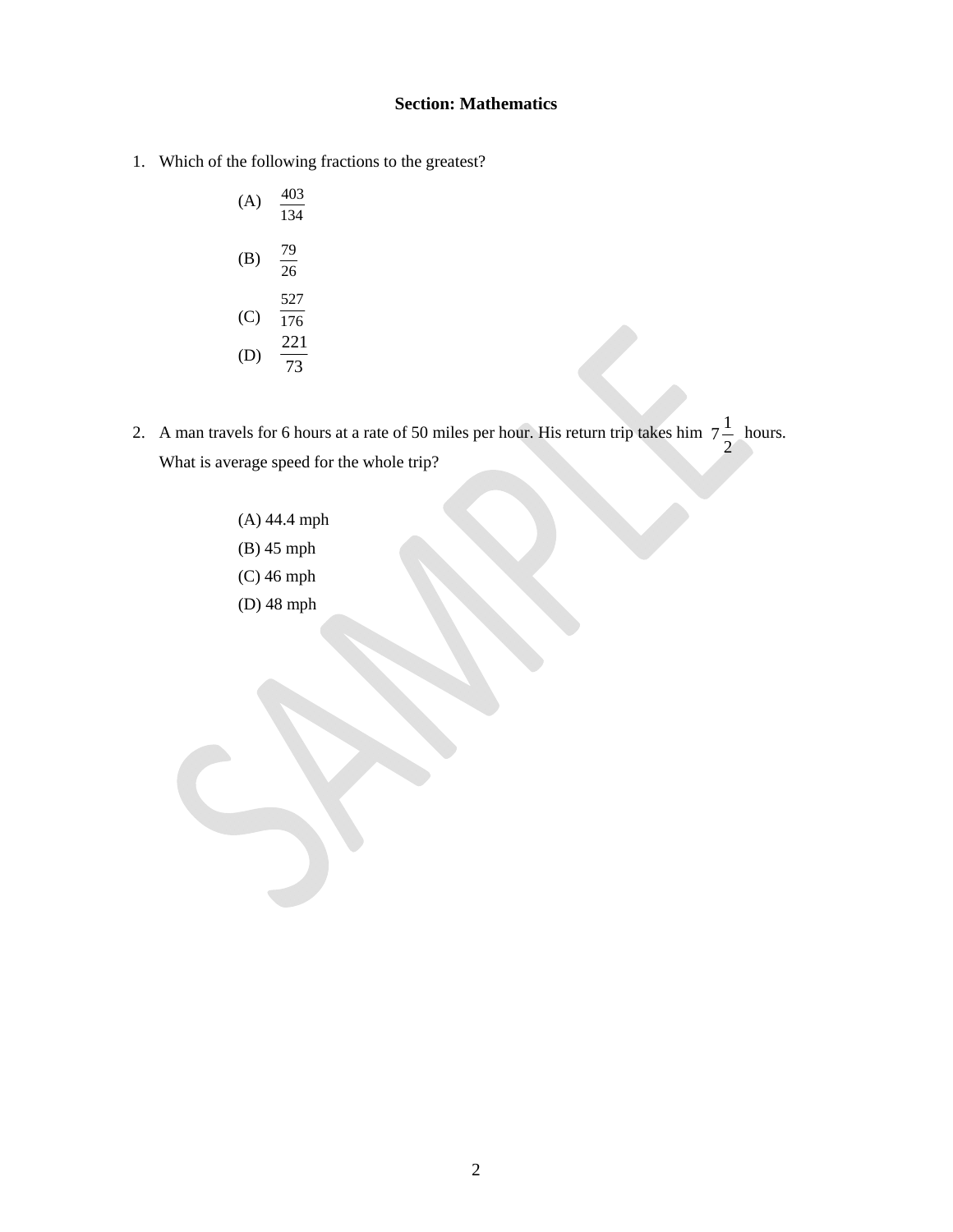**Section: Mathematics**

1. Which of the following fractions to the greatest?

   (A) $\frac{403}{134}$

   (B) $\frac{79}{26}$

   (C) $\frac{527}{176}$

   (D) $\frac{221}{73}$

2. A man travels for 6 hours at a rate of 50 miles per hour. His return trip takes him $7\frac{1}{2}$ hours. What is average speed for the whole trip?

   (A) 44.4 mph
   (B) 45 mph
   (C) 46 mph
   (D) 48 mph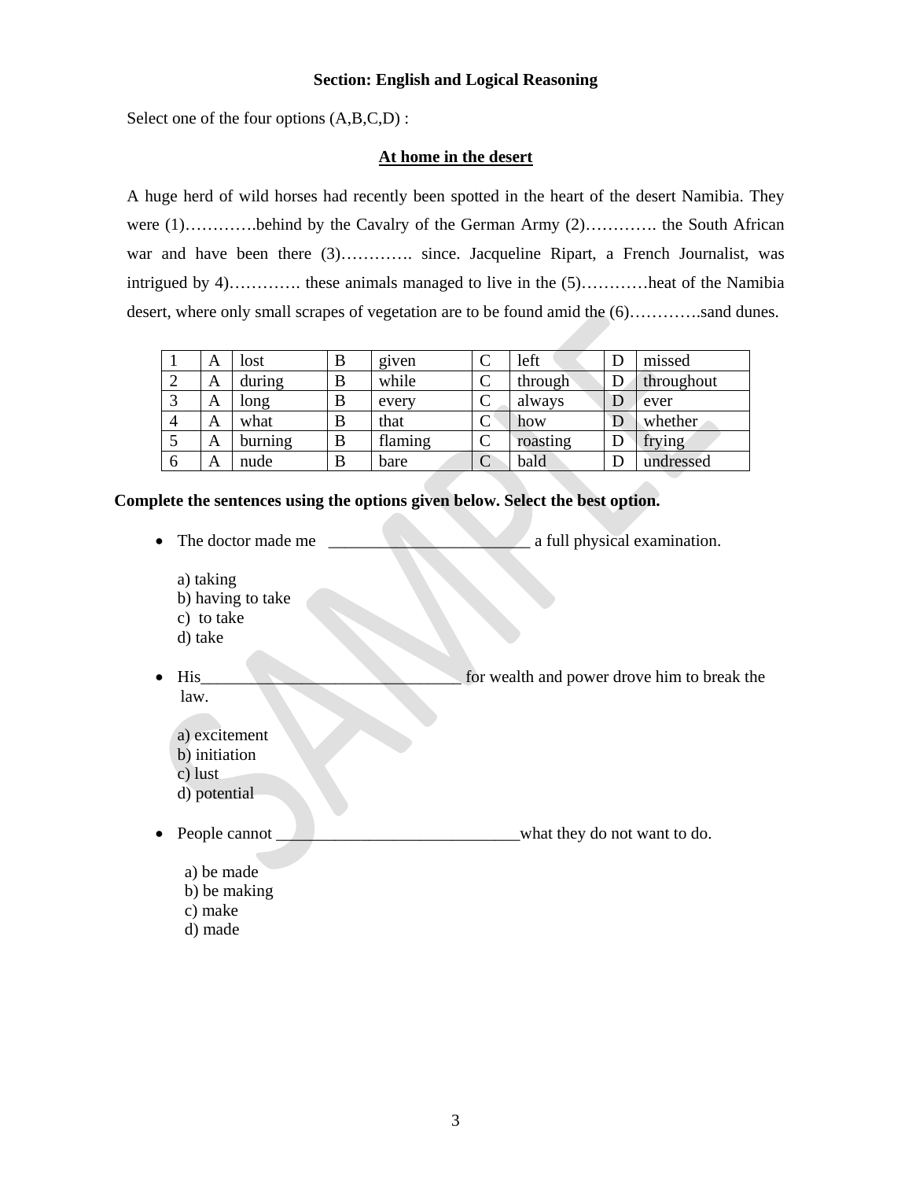**Section: English and Logical Reasoning**

Select one of the four options (A,B,C,D) :

**At home in the desert**

A huge herd of wild horses had recently been spotted in the heart of the desert Namibia. They were (1)…………behind by the Cavalry of the German Army (2)…………. the South African war and have been there (3)…………. since. Jacqueline Ripart, a French Journalist, was intrigued by 4)…………. these animals managed to live in the (5)…………heat of the Namibia desert, where only small scrapes of vegetation are to be found amid the (6)………….sand dunes.

| 1 | A | lost | B | given | C | left | D | missed |
|---|---|---|---|---|---|---|---|---|
| 2 | A | during | B | while | C | through | D | throughout |
| 3 | A | long | B | every | C | always | D | ever |
| 4 | A | what | B | that | C | how | D | whether |
| 5 | A | burning | B | flaming | C | roasting | D | frying |
| 6 | A | nude | B | bare | C | bald | D | undressed |

**Complete the sentences using the options given below. Select the best option.**

- The doctor made me ________________________ a full physical examination.

  a) taking
  b) having to take
  c) to take
  d) take

- His______________________________ for wealth and power drove him to break the law.

  a) excitement
  b) initiation
  c) lust
  d) potential

- People cannot _____________________________what they do not want to do.

  a) be made
  b) be making
  c) make
  d) made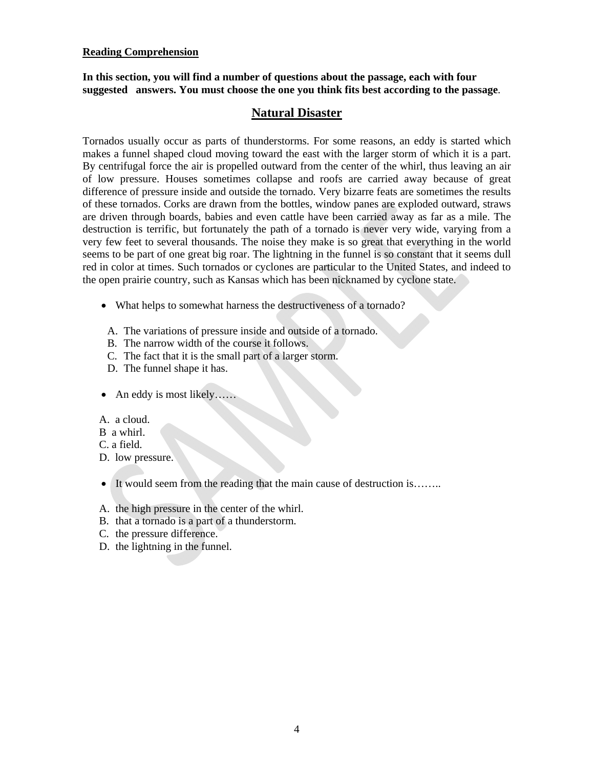**Reading Comprehension**

**In this section, you will find a number of questions about the passage, each with four suggested answers. You must choose the one you think fits best according to the passage**.

## Natural Disaster

Tornados usually occur as parts of thunderstorms. For some reasons, an eddy is started which makes a funnel shaped cloud moving toward the east with the larger storm of which it is a part. By centrifugal force the air is propelled outward from the center of the whirl, thus leaving an air of low pressure. Houses sometimes collapse and roofs are carried away because of great difference of pressure inside and outside the tornado. Very bizarre feats are sometimes the results of these tornados. Corks are drawn from the bottles, window panes are exploded outward, straws are driven through boards, babies and even cattle have been carried away as far as a mile. The destruction is terrific, but fortunately the path of a tornado is never very wide, varying from a very few feet to several thousands. The noise they make is so great that everything in the world seems to be part of one great big roar. The lightning in the funnel is so constant that it seems dull red in color at times. Such tornados or cyclones are particular to the United States, and indeed to the open prairie country, such as Kansas which has been nicknamed by cyclone state.

- What helps to somewhat harness the destructiveness of a tornado?

  A. The variations of pressure inside and outside of a tornado.
  B. The narrow width of the course it follows.
  C. The fact that it is the small part of a larger storm.
  D. The funnel shape it has.

- An eddy is most likely……

  A. a cloud.
  B a whirl.
  C. a field.
  D. low pressure.

- It would seem from the reading that the main cause of destruction is……..

  A. the high pressure in the center of the whirl.
  B. that a tornado is a part of a thunderstorm.
  C. the pressure difference.
  D. the lightning in the funnel.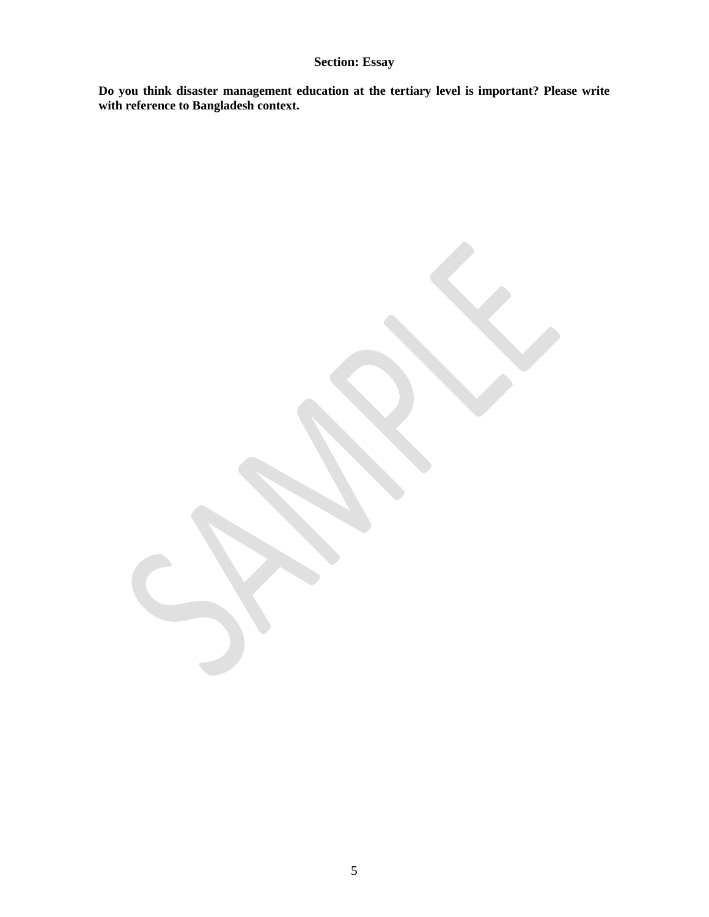**Section: Essay**

**Do you think disaster management education at the tertiary level is important? Please write with reference to Bangladesh context.**